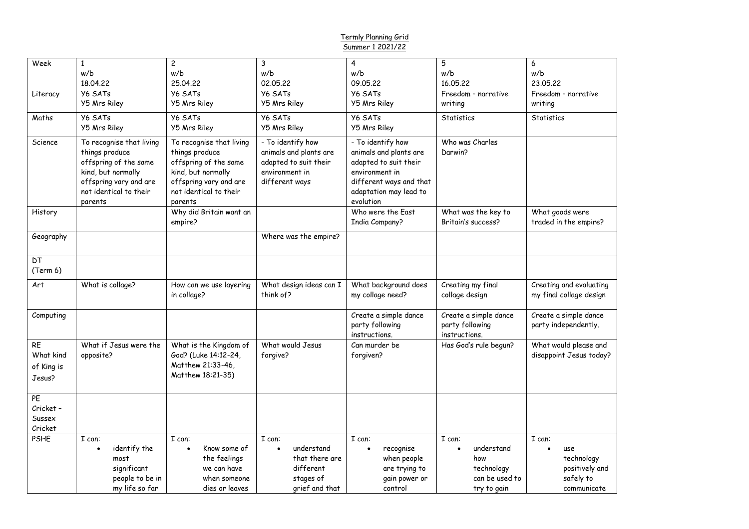<u>Termly Planning Grid</u>
<u>Summer 1 2021/22</u>

| Week | 1<br>w/b<br>18.04.22 | 2<br>w/b<br>25.04.22 | 3<br>w/b<br>02.05.22 | 4<br>w/b<br>09.05.22 | 5<br>w/b<br>16.05.22 | 6<br>w/b<br>23.05.22 |
|---|---|---|---|---|---|---|
| Literacy | Y6 SATs<br>Y5 Mrs Riley | Y6 SATs<br>Y5 Mrs Riley | Y6 SATs<br>Y5 Mrs Riley | Y6 SATs<br>Y5 Mrs Riley | Freedom – narrative writing | Freedom – narrative writing |
| Maths | Y6 SATs<br>Y5 Mrs Riley | Y6 SATs<br>Y5 Mrs Riley | Y6 SATs<br>Y5 Mrs Riley | Y6 SATs<br>Y5 Mrs Riley | Statistics | Statistics |
| Science | To recognise that living things produce offspring of the same kind, but normally offspring vary and are not identical to their parents | To recognise that living things produce offspring of the same kind, but normally offspring vary and are not identical to their parents | - To identify how animals and plants are adapted to suit their environment in different ways | - To identify how animals and plants are adapted to suit their environment in different ways and that adaptation may lead to evolution | Who was Charles Darwin? | |
| History | | Why did Britain want an empire? | | Who were the East India Company? | What was the key to Britain's success? | What goods were traded in the empire? |
| Geography | | | Where was the empire? | | | |
| DT<br>(Term 6) | | | | | | |
| Art | What is collage? | How can we use layering in collage? | What design ideas can I think of? | What background does my collage need? | Creating my final collage design | Creating and evaluating my final collage design |
| Computing | | | | Create a simple dance party following instructions. | Create a simple dance party following instructions. | Create a simple dance party independently. |
| RE<br>What kind of King is Jesus? | What if Jesus were the opposite? | What is the Kingdom of God? (Luke 14:12-24, Matthew 21:33-46, Matthew 18:21-35) | What would Jesus forgive? | Can murder be forgiven? | Has God's rule begun? | What would please and disappoint Jesus today? |
| PE<br>Cricket – Sussex Cricket | | | | | | |
| PSHE | I can:<br>• identify the most significant people to be in my life so far | I can:<br>• Know some of the feelings we can have when someone dies or leaves | I can:<br>• understand that there are different stages of grief and that | I can:<br>• recognise when people are trying to gain power or control | I can:<br>• understand how technology can be used to try to gain | I can:<br>• use technology positively and safely to communicate |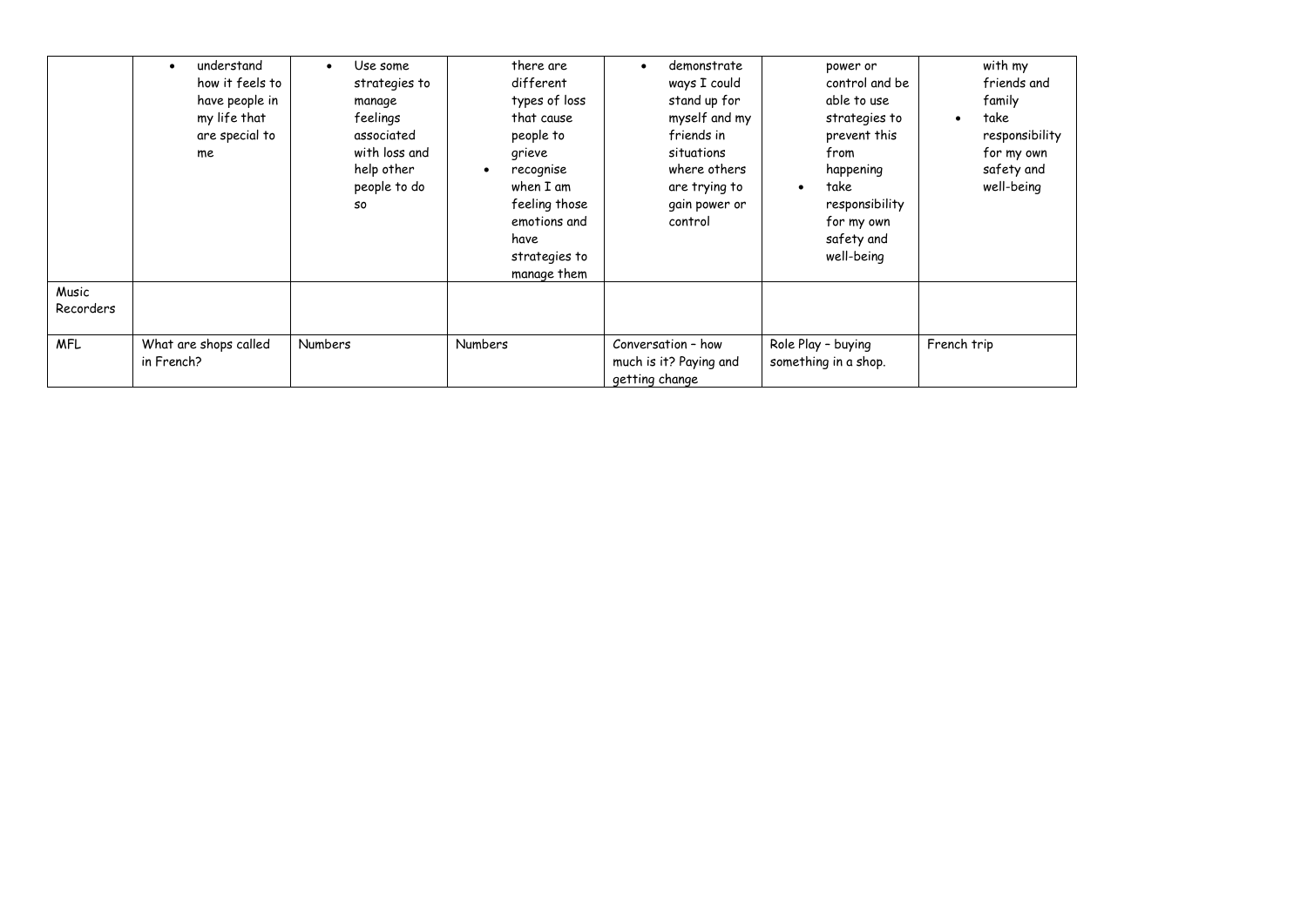| | | | | | | |
|---|---|---|---|---|---|---|
| | • understand how it feels to have people in my life that are special to me | • Use some strategies to manage feelings associated with loss and help other people to do so | there are different types of loss that cause people to grieve<br>• recognise when I am feeling those emotions and have strategies to manage them | • demonstrate ways I could stand up for myself and my friends in situations where others are trying to gain power or control | power or control and be able to use strategies to prevent this from happening<br>• take responsibility for my own safety and well-being | with my friends and family<br>• take responsibility for my own safety and well-being |
| Music Recorders | | | | | | |
| MFL | What are shops called in French? | Numbers | Numbers | Conversation – how much is it? Paying and getting change | Role Play – buying something in a shop. | French trip |